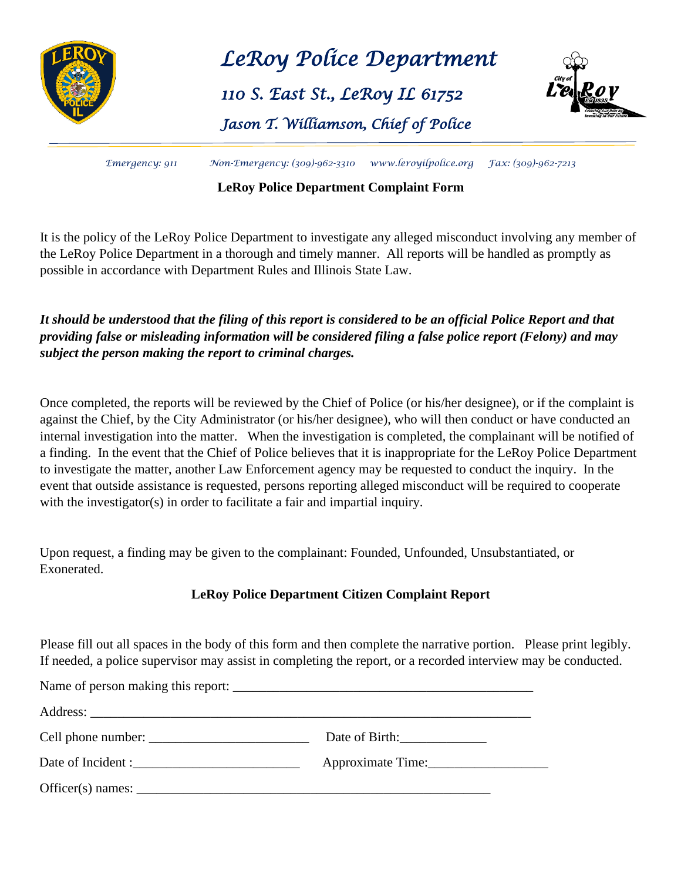# LeRoy Police Department

## 110 S. East St., LeRoy IL 61752

## Jason T. Williamson, Chief of Police

*Emergency: 911*  *Non-Emergency: (309)-962-3310*  *www.leroyilpolice.org*  *Fax: (309)-962-7213*

**LeRoy Police Department Complaint Form**

It is the policy of the LeRoy Police Department to investigate any alleged misconduct involving any member of the LeRoy Police Department in a thorough and timely manner. All reports will be handled as promptly as possible in accordance with Department Rules and Illinois State Law.

***It should be understood that the filing of this report is considered to be an official Police Report and that providing false or misleading information will be considered filing a false police report (Felony) and may subject the person making the report to criminal charges.***

Once completed, the reports will be reviewed by the Chief of Police (or his/her designee), or if the complaint is against the Chief, by the City Administrator (or his/her designee), who will then conduct or have conducted an internal investigation into the matter. When the investigation is completed, the complainant will be notified of a finding. In the event that the Chief of Police believes that it is inappropriate for the LeRoy Police Department to investigate the matter, another Law Enforcement agency may be requested to conduct the inquiry. In the event that outside assistance is requested, persons reporting alleged misconduct will be required to cooperate with the investigator(s) in order to facilitate a fair and impartial inquiry.

Upon request, a finding may be given to the complainant: Founded, Unfounded, Unsubstantiated, or Exonerated.

**LeRoy Police Department Citizen Complaint Report**

Please fill out all spaces in the body of this form and then complete the narrative portion. Please print legibly. If needed, a police supervisor may assist in completing the report, or a recorded interview may be conducted.

Name of person making this report: ______________________________________________

Address: ____________________________________________________________________

Cell phone number: ________________________  Date of Birth:_____________

Date of Incident :_________________________  Approximate Time:_________________

Officer(s) names: ______________________________________________________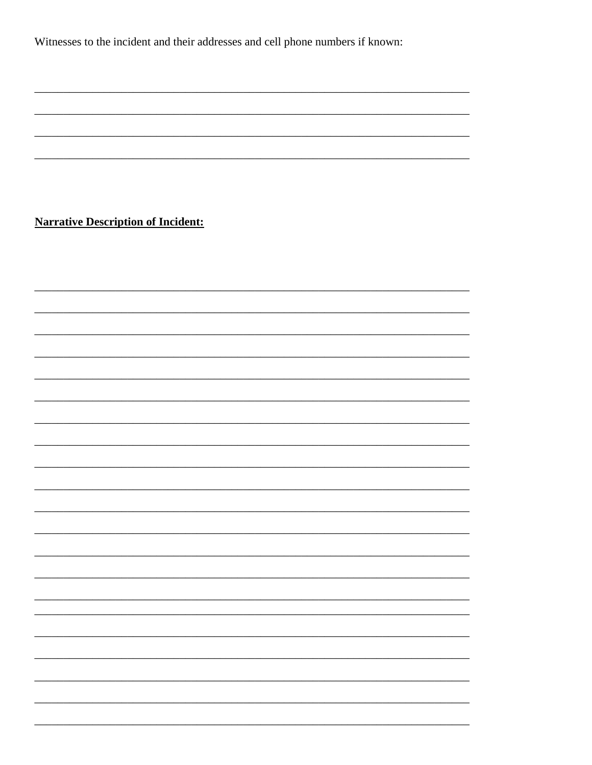Witnesses to the incident and their addresses and cell phone numbers if known:

______________________________________________________________________________

______________________________________________________________________________

______________________________________________________________________________

______________________________________________________________________________

**Narrative Description of Incident:**

______________________________________________________________________________

______________________________________________________________________________

______________________________________________________________________________

______________________________________________________________________________

______________________________________________________________________________

______________________________________________________________________________

______________________________________________________________________________

______________________________________________________________________________

______________________________________________________________________________

______________________________________________________________________________

______________________________________________________________________________

______________________________________________________________________________

______________________________________________________________________________

______________________________________________________________________________

______________________________________________________________________________

______________________________________________________________________________

______________________________________________________________________________

______________________________________________________________________________

______________________________________________________________________________

______________________________________________________________________________

______________________________________________________________________________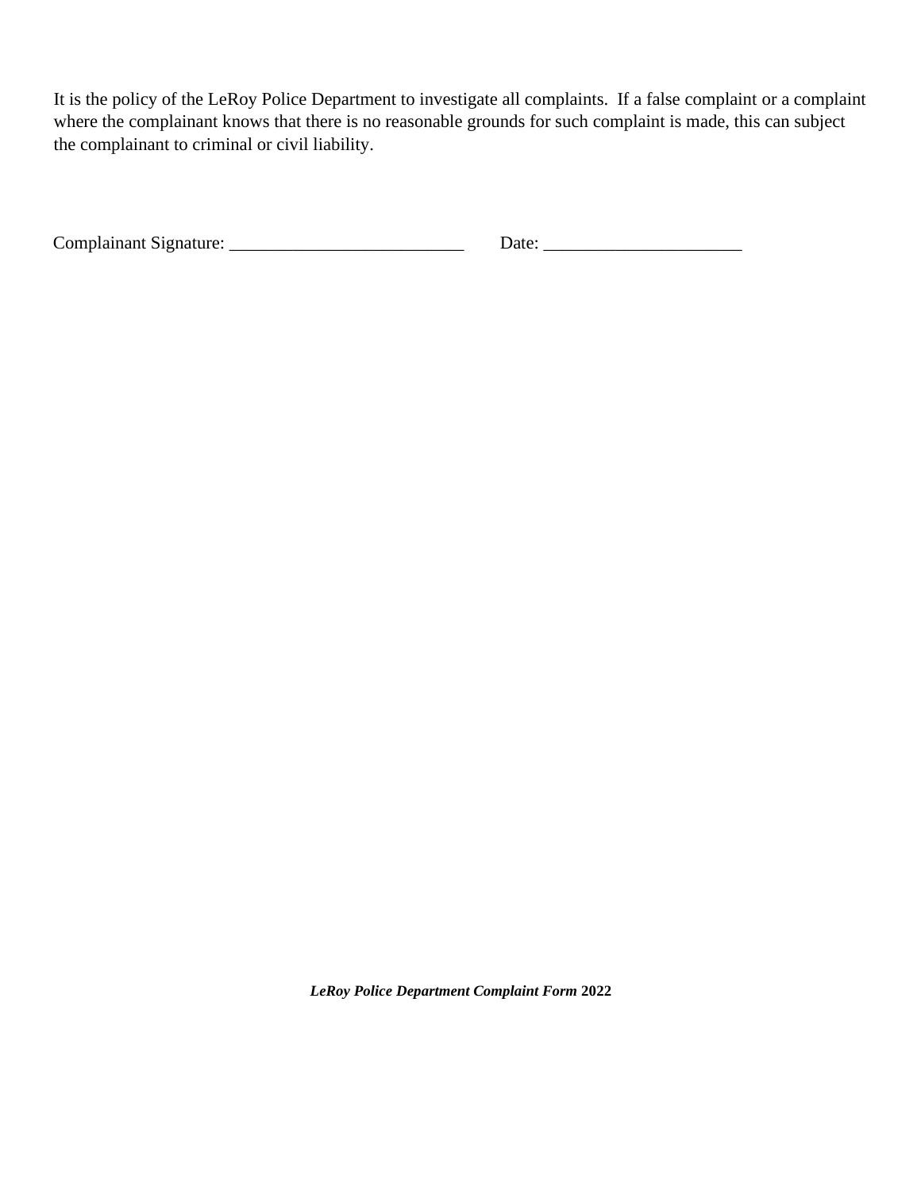It is the policy of the LeRoy Police Department to investigate all complaints. If a false complaint or a complaint where the complainant knows that there is no reasonable grounds for such complaint is made, this can subject the complainant to criminal or civil liability.

Complainant Signature: __________________________ Date: ______________________